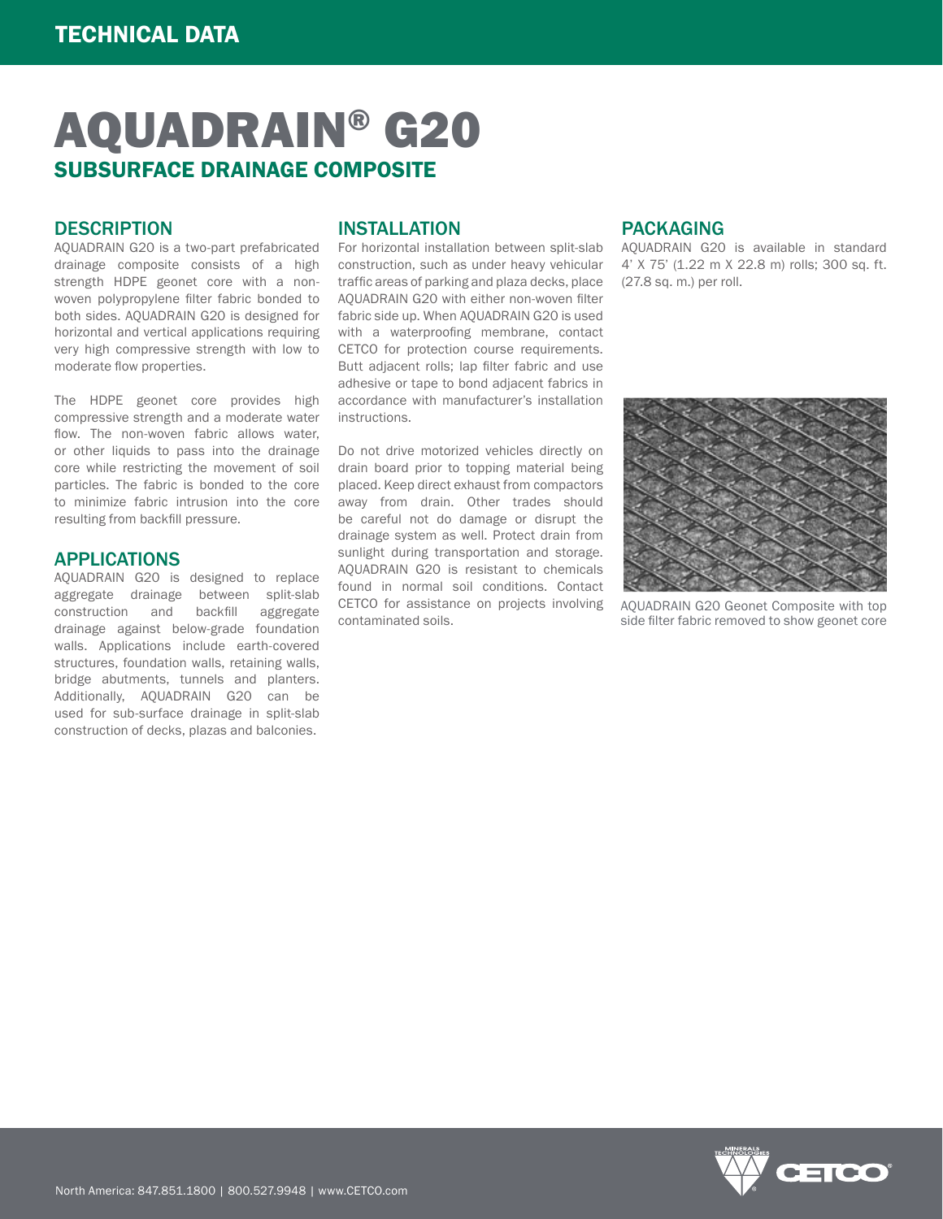TECHNICAL DATA

# AQUADRAIN® G20

## SUBSURFACE DRAINAGE COMPOSITE

### DESCRIPTION

AQUADRAIN G20 is a two-part prefabricated drainage composite consists of a high strength HDPE geonet core with a non-woven polypropylene filter fabric bonded to both sides. AQUADRAIN G20 is designed for horizontal and vertical applications requiring very high compressive strength with low to moderate flow properties.

The HDPE geonet core provides high compressive strength and a moderate water flow. The non-woven fabric allows water, or other liquids to pass into the drainage core while restricting the movement of soil particles. The fabric is bonded to the core to minimize fabric intrusion into the core resulting from backfill pressure.

### APPLICATIONS

AQUADRAIN G20 is designed to replace aggregate drainage between split-slab construction and backfill aggregate drainage against below-grade foundation walls. Applications include earth-covered structures, foundation walls, retaining walls, bridge abutments, tunnels and planters. Additionally, AQUADRAIN G20 can be used for sub-surface drainage in split-slab construction of decks, plazas and balconies.

### INSTALLATION

For horizontal installation between split-slab construction, such as under heavy vehicular traffic areas of parking and plaza decks, place AQUADRAIN G20 with either non-woven filter fabric side up. When AQUADRAIN G20 is used with a waterproofing membrane, contact CETCO for protection course requirements. Butt adjacent rolls; lap filter fabric and use adhesive or tape to bond adjacent fabrics in accordance with manufacturer's installation instructions.

Do not drive motorized vehicles directly on drain board prior to topping material being placed. Keep direct exhaust from compactors away from drain. Other trades should be careful not do damage or disrupt the drainage system as well. Protect drain from sunlight during transportation and storage. AQUADRAIN G20 is resistant to chemicals found in normal soil conditions. Contact CETCO for assistance on projects involving contaminated soils.

### PACKAGING

AQUADRAIN G20 is available in standard 4' X 75' (1.22 m X 22.8 m) rolls; 300 sq. ft. (27.8 sq. m.) per roll.

AQUADRAIN G20 Geonet Composite with top side filter fabric removed to show geonet core

North America: 847.851.1800 | 800.527.9948 | www.CETCO.com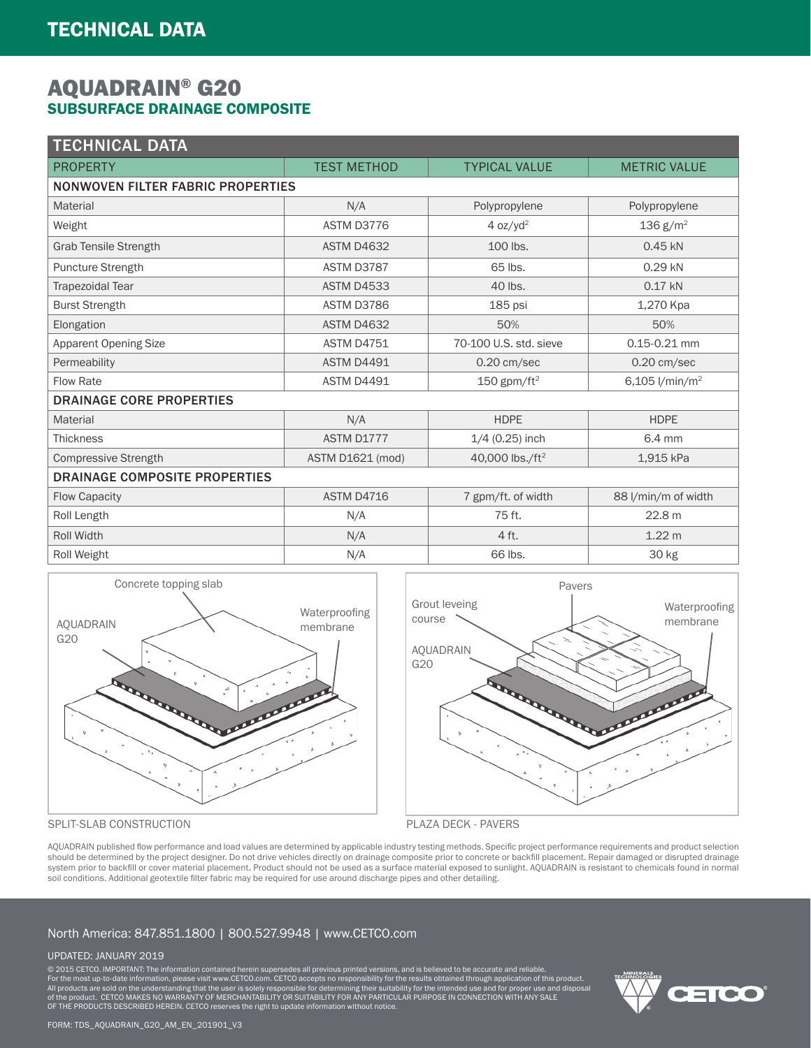# TECHNICAL DATA

## AQUADRAIN® G20

### SUBSURFACE DRAINAGE COMPOSITE

| TECHNICAL DATA | | | |
|---|---|---|---|
| PROPERTY | TEST METHOD | TYPICAL VALUE | METRIC VALUE |
| **NONWOVEN FILTER FABRIC PROPERTIES** | | | |
| Material | N/A | Polypropylene | Polypropylene |
| Weight | ASTM D3776 | 4 oz/yd$^2$ | 136 g/m$^2$ |
| Grab Tensile Strength | ASTM D4632 | 100 lbs. | 0.45 kN |
| Puncture Strength | ASTM D3787 | 65 lbs. | 0.29 kN |
| Trapezoidal Tear | ASTM D4533 | 40 lbs. | 0.17 kN |
| Burst Strength | ASTM D3786 | 185 psi | 1,270 Kpa |
| Elongation | ASTM D4632 | 50% | 50% |
| Apparent Opening Size | ASTM D4751 | 70-100 U.S. std. sieve | 0.15-0.21 mm |
| Permeability | ASTM D4491 | 0.20 cm/sec | 0.20 cm/sec |
| Flow Rate | ASTM D4491 | 150 gpm/ft$^2$ | 6,105 l/min/m$^2$ |
| **DRAINAGE CORE PROPERTIES** | | | |
| Material | N/A | HDPE | HDPE |
| Thickness | ASTM D1777 | 1/4 (0.25) inch | 6.4 mm |
| Compressive Strength | ASTM D1621 (mod) | 40,000 lbs./ft$^2$ | 1,915 kPa |
| **DRAINAGE COMPOSITE PROPERTIES** | | | |
| Flow Capacity | ASTM D4716 | 7 gpm/ft. of width | 88 l/min/m of width |
| Roll Length | N/A | 75 ft. | 22.8 m |
| Roll Width | N/A | 4 ft. | 1.22 m |
| Roll Weight | N/A | 66 lbs. | 30 kg |

Concrete topping slab

AQUADRAIN G20

Waterproofing membrane

SPLIT-SLAB CONSTRUCTION

Pavers

Grout leveing course

AQUADRAIN G20

Waterproofing membrane

PLAZA DECK - PAVERS

AQUADRAIN published flow performance and load values are determined by applicable industry testing methods. Specific project performance requirements and product selection should be determined by the project designer. Do not drive vehicles directly on drainage composite prior to concrete or backfill placement. Repair damaged or disrupted drainage system prior to backfill or cover material placement. Product should not be used as a surface material exposed to sunlight. AQUADRAIN is resistant to chemicals found in normal soil conditions. Additional geotextile filter fabric may be required for use around discharge pipes and other detailing.

North America: 847.851.1800 | 800.527.9948 | www.CETCO.com

UPDATED: JANUARY 2019

© 2015 CETCO. IMPORTANT: The information contained herein supersedes all previous printed versions, and is believed to be accurate and reliable. For the most up-to-date information, please visit www.CETCO.com. CETCO accepts no responsibility for the results obtained through application of this product. All products are sold on the understanding that the user is solely responsible for determining their suitability for the intended use and for proper use and disposal of the product. CETCO MAKES NO WARRANTY OF MERCHANTABILITY OR SUITABILITY FOR ANY PARTICULAR PURPOSE IN CONNECTION WITH ANY SALE OF THE PRODUCTS DESCRIBED HEREIN. CETCO reserves the right to update information without notice.

FORM: TDS_AQUADRAIN_G20_AM_EN_201901_V3